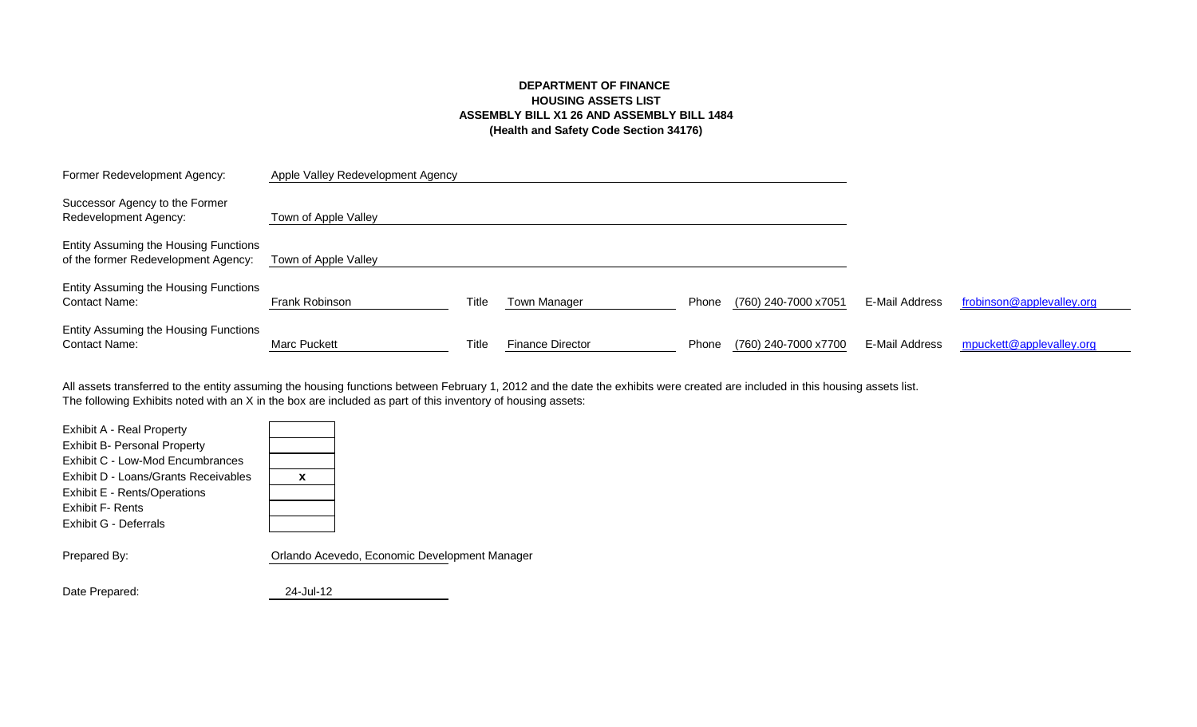**DEPARTMENT OF FINANCE**
**HOUSING ASSETS LIST**
**ASSEMBLY BILL X1 26 AND ASSEMBLY BILL 1484**
**(Health and Safety Code Section 34176)**

| | | | | | | | |
|---|---|---|---|---|---|---|---|
| Former Redevelopment Agency: | Apple Valley Redevelopment Agency | | | | | | |
| Successor Agency to the Former Redevelopment Agency: | Town of Apple Valley | | | | | | |
| Entity Assuming the Housing Functions of the former Redevelopment Agency: | Town of Apple Valley | | | | | | |
| Entity Assuming the Housing Functions Contact Name: | Frank Robinson | Title | Town Manager | Phone | (760) 240-7000 x7051 | E-Mail Address | frobinson@applevalley.org |
| Entity Assuming the Housing Functions Contact Name: | Marc Puckett | Title | Finance Director | Phone | (760) 240-7000 x7700 | E-Mail Address | mpuckett@applevalley.org |

All assets transferred to the entity assuming the housing functions between February 1, 2012 and the date the exhibits were created are included in this housing assets list.
The following Exhibits noted with an X in the box are included as part of this inventory of housing assets:

| Exhibit | Included |
|---|---|
| Exhibit A - Real Property | |
| Exhibit B- Personal Property | |
| Exhibit C - Low-Mod Encumbrances | |
| Exhibit D - Loans/Grants Receivables | x |
| Exhibit E - Rents/Operations | |
| Exhibit F- Rents | |
| Exhibit G - Deferrals | |

Prepared By: Orlando Acevedo, Economic Development Manager

Date Prepared: 24-Jul-12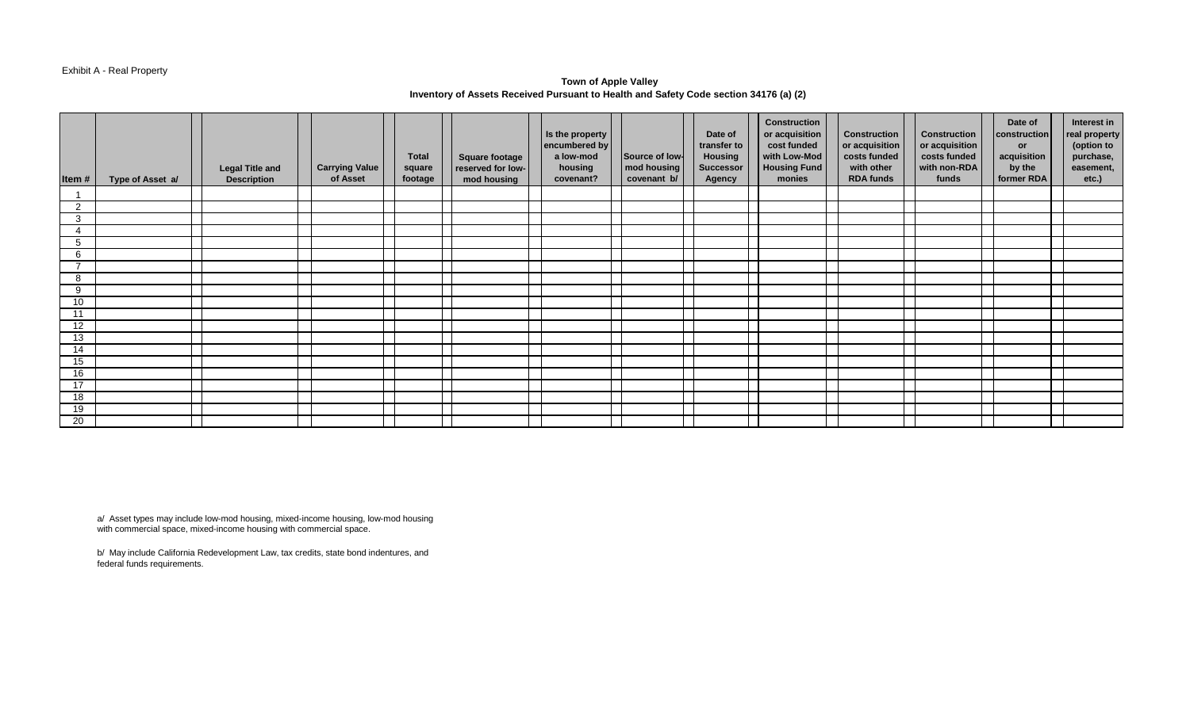Exhibit A - Real Property

**Town of Apple Valley**
**Inventory of Assets Received Pursuant to Health and Safety Code section 34176 (a) (2)**

| Item # | Type of Asset a/ | Legal Title and Description | Carrying Value of Asset | Total square footage | Square footage reserved for low-mod housing | Is the property encumbered by a low-mod housing covenant? | Source of low-mod housing covenant b/ | Date of transfer to Housing Successor Agency | Construction or acquisition cost funded with Low-Mod Housing Fund monies | Construction or acquisition costs funded with other RDA funds | Construction or acquisition costs funded with non-RDA funds | Date of construction or acquisition by the former RDA | Interest in real property (option to purchase, easement, etc.) |
|---|---|---|---|---|---|---|---|---|---|---|---|---|---|
| 1 | | | | | | | | | | | | | |
| 2 | | | | | | | | | | | | | |
| 3 | | | | | | | | | | | | | |
| 4 | | | | | | | | | | | | | |
| 5 | | | | | | | | | | | | | |
| 6 | | | | | | | | | | | | | |
| 7 | | | | | | | | | | | | | |
| 8 | | | | | | | | | | | | | |
| 9 | | | | | | | | | | | | | |
| 10 | | | | | | | | | | | | | |
| 11 | | | | | | | | | | | | | |
| 12 | | | | | | | | | | | | | |
| 13 | | | | | | | | | | | | | |
| 14 | | | | | | | | | | | | | |
| 15 | | | | | | | | | | | | | |
| 16 | | | | | | | | | | | | | |
| 17 | | | | | | | | | | | | | |
| 18 | | | | | | | | | | | | | |
| 19 | | | | | | | | | | | | | |
| 20 | | | | | | | | | | | | | |

a/ Asset types may include low-mod housing, mixed-income housing, low-mod housing with commercial space, mixed-income housing with commercial space.

b/ May include California Redevelopment Law, tax credits, state bond indentures, and federal funds requirements.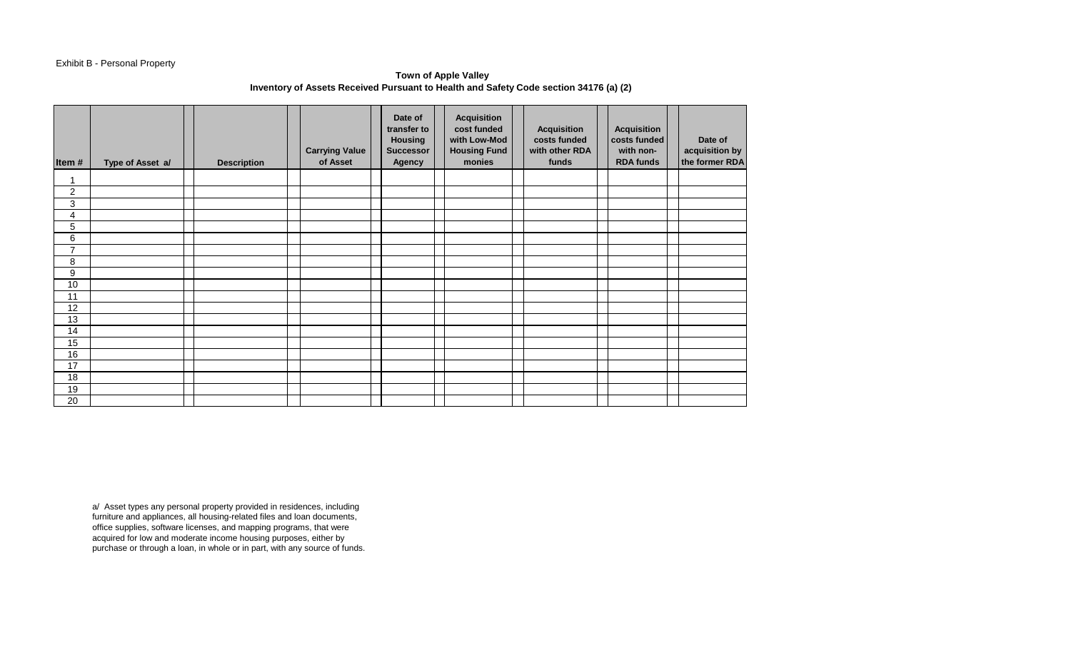Exhibit B - Personal Property

**Town of Apple Valley**
**Inventory of Assets Received Pursuant to Health and Safety Code section 34176 (a) (2)**

| Item # | Type of Asset a/ | Description | Carrying Value of Asset | Date of transfer to Housing Successor Agency | Acquisition cost funded with Low-Mod Housing Fund monies | Acquisition costs funded with other RDA funds | Acquisition costs funded with non-RDA funds | Date of acquisition by the former RDA |
|---|---|---|---|---|---|---|---|---|
| 1 | | | | | | | | |
| 2 | | | | | | | | |
| 3 | | | | | | | | |
| 4 | | | | | | | | |
| 5 | | | | | | | | |
| 6 | | | | | | | | |
| 7 | | | | | | | | |
| 8 | | | | | | | | |
| 9 | | | | | | | | |
| 10 | | | | | | | | |
| 11 | | | | | | | | |
| 12 | | | | | | | | |
| 13 | | | | | | | | |
| 14 | | | | | | | | |
| 15 | | | | | | | | |
| 16 | | | | | | | | |
| 17 | | | | | | | | |
| 18 | | | | | | | | |
| 19 | | | | | | | | |
| 20 | | | | | | | | |

a/ Asset types any personal property provided in residences, including furniture and appliances, all housing-related files and loan documents, office supplies, software licenses, and mapping programs, that were acquired for low and moderate income housing purposes, either by purchase or through a loan, in whole or in part, with any source of funds.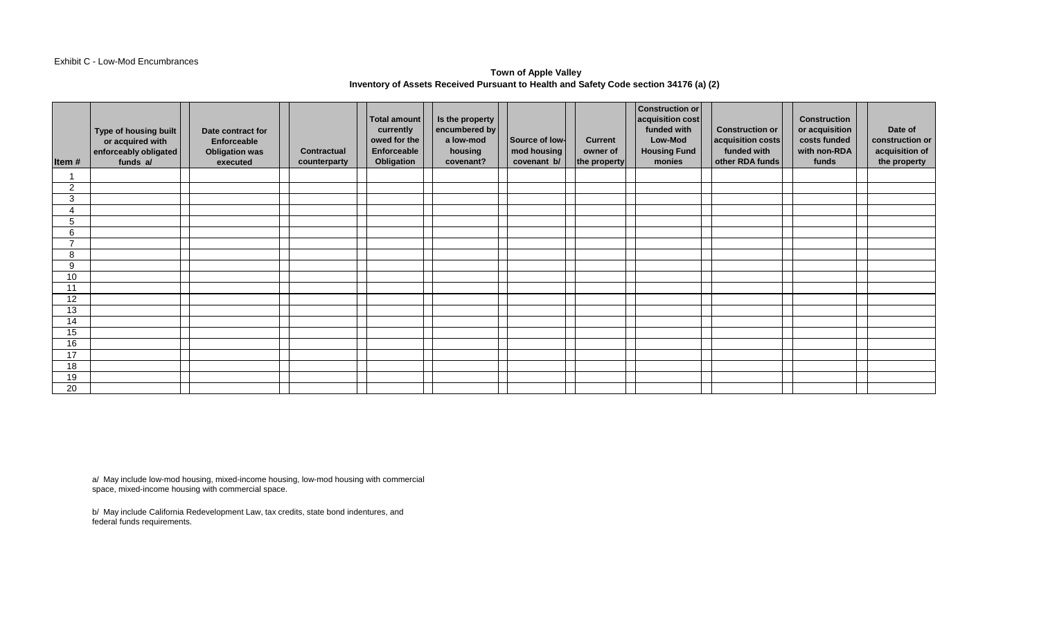Exhibit C - Low-Mod Encumbrances

**Town of Apple Valley**
**Inventory of Assets Received Pursuant to Health and Safety Code section 34176 (a) (2)**

| Item # | Type of housing built or acquired with enforceably obligated funds a/ | Date contract for Enforceable Obligation was executed | Contractual counterparty | Total amount currently owed for the Enforceable Obligation | Is the property encumbered by a low-mod housing covenant? | Source of low-mod housing covenant b/ | Current owner of the property | Construction or acquisition cost funded with Low-Mod Housing Fund monies | Construction or acquisition costs funded with other RDA funds | Construction or acquisition costs funded with non-RDA funds | Date of construction or acquisition of the property |
|---|---|---|---|---|---|---|---|---|---|---|---|
| 1 | | | | | | | | | | | |
| 2 | | | | | | | | | | | |
| 3 | | | | | | | | | | | |
| 4 | | | | | | | | | | | |
| 5 | | | | | | | | | | | |
| 6 | | | | | | | | | | | |
| 7 | | | | | | | | | | | |
| 8 | | | | | | | | | | | |
| 9 | | | | | | | | | | | |
| 10 | | | | | | | | | | | |
| 11 | | | | | | | | | | | |
| 12 | | | | | | | | | | | |
| 13 | | | | | | | | | | | |
| 14 | | | | | | | | | | | |
| 15 | | | | | | | | | | | |
| 16 | | | | | | | | | | | |
| 17 | | | | | | | | | | | |
| 18 | | | | | | | | | | | |
| 19 | | | | | | | | | | | |
| 20 | | | | | | | | | | | |

a/ May include low-mod housing, mixed-income housing, low-mod housing with commercial space, mixed-income housing with commercial space.

b/ May include California Redevelopment Law, tax credits, state bond indentures, and federal funds requirements.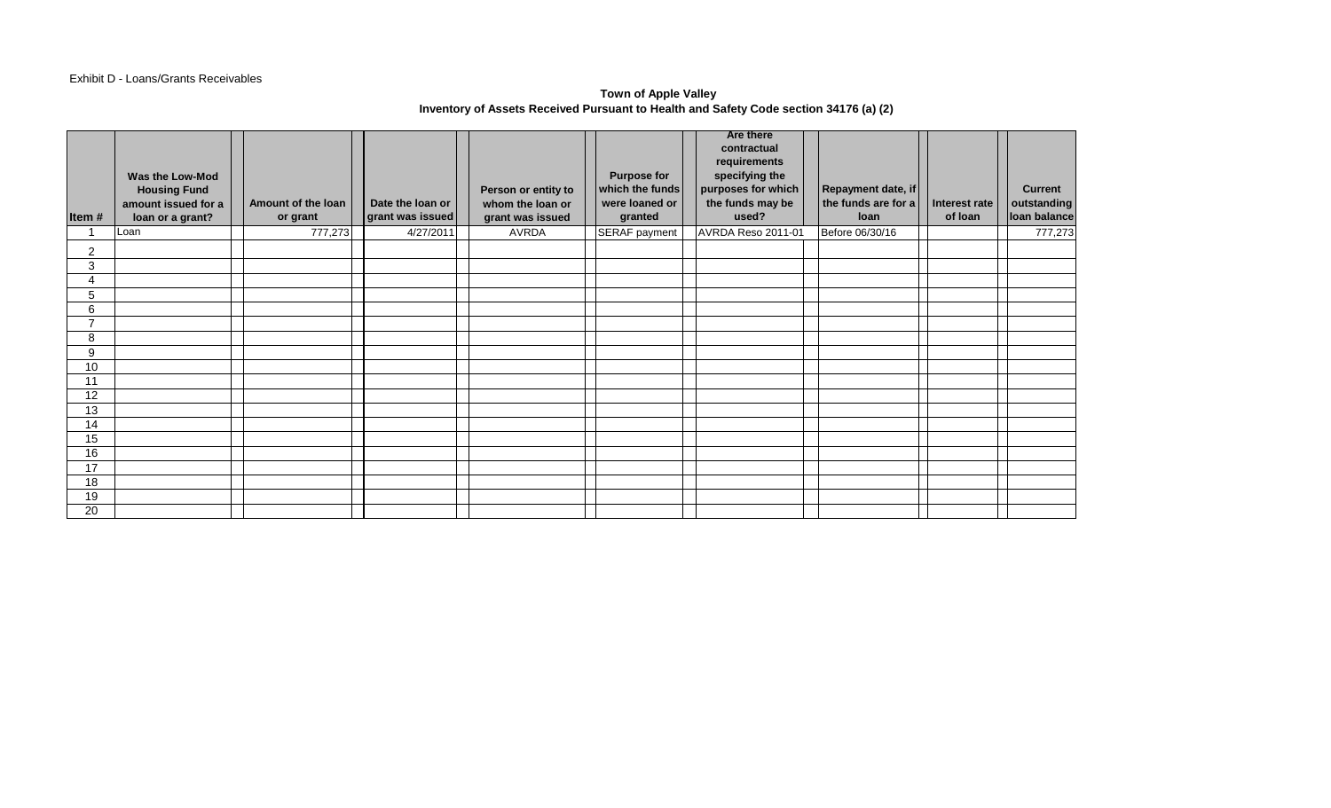Exhibit D - Loans/Grants Receivables

**Town of Apple Valley**
**Inventory of Assets Received Pursuant to Health and Safety Code section 34176 (a) (2)**

| Item # | Was the Low-Mod Housing Fund amount issued for a loan or a grant? | Amount of the loan or grant | Date the loan or grant was issued | Person or entity to whom the loan or grant was issued | Purpose for which the funds were loaned or granted | Are there contractual requirements specifying the purposes for which the funds may be used? | Repayment date, if the funds are for a loan | Interest rate of loan | Current outstanding loan balance |
|---|---|---|---|---|---|---|---|---|---|
| 1 | Loan | 777,273 | 4/27/2011 | AVRDA | SERAF payment | AVRDA Reso 2011-01 | Before 06/30/16 | | 777,273 |
| 2 | | | | | | | | | |
| 3 | | | | | | | | | |
| 4 | | | | | | | | | |
| 5 | | | | | | | | | |
| 6 | | | | | | | | | |
| 7 | | | | | | | | | |
| 8 | | | | | | | | | |
| 9 | | | | | | | | | |
| 10 | | | | | | | | | |
| 11 | | | | | | | | | |
| 12 | | | | | | | | | |
| 13 | | | | | | | | | |
| 14 | | | | | | | | | |
| 15 | | | | | | | | | |
| 16 | | | | | | | | | |
| 17 | | | | | | | | | |
| 18 | | | | | | | | | |
| 19 | | | | | | | | | |
| 20 | | | | | | | | | |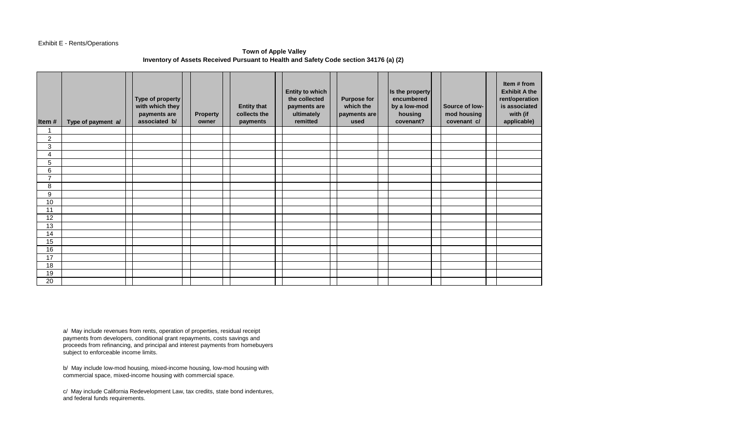Exhibit E - Rents/Operations

**Town of Apple Valley**

**Inventory of Assets Received Pursuant to Health and Safety Code section 34176 (a) (2)**

| Item # | Type of payment a/ | Type of property with which they payments are associated b/ | Property owner | Entity that collects the payments | Entity to which the collected payments are ultimately remitted | Purpose for which the payments are used | Is the property encumbered by a low-mod housing covenant? | Source of low-mod housing covenant c/ | Item # from Exhibit A the rent/operation is associated with (if applicable) |
|---|---|---|---|---|---|---|---|---|---|
| 1 | | | | | | | | | |
| 2 | | | | | | | | | |
| 3 | | | | | | | | | |
| 4 | | | | | | | | | |
| 5 | | | | | | | | | |
| 6 | | | | | | | | | |
| 7 | | | | | | | | | |
| 8 | | | | | | | | | |
| 9 | | | | | | | | | |
| 10 | | | | | | | | | |
| 11 | | | | | | | | | |
| 12 | | | | | | | | | |
| 13 | | | | | | | | | |
| 14 | | | | | | | | | |
| 15 | | | | | | | | | |
| 16 | | | | | | | | | |
| 17 | | | | | | | | | |
| 18 | | | | | | | | | |
| 19 | | | | | | | | | |
| 20 | | | | | | | | | |

a/ May include revenues from rents, operation of properties, residual receipt payments from developers, conditional grant repayments, costs savings and proceeds from refinancing, and principal and interest payments from homebuyers subject to enforceable income limits.

b/ May include low-mod housing, mixed-income housing, low-mod housing with commercial space, mixed-income housing with commercial space.

c/ May include California Redevelopment Law, tax credits, state bond indentures, and federal funds requirements.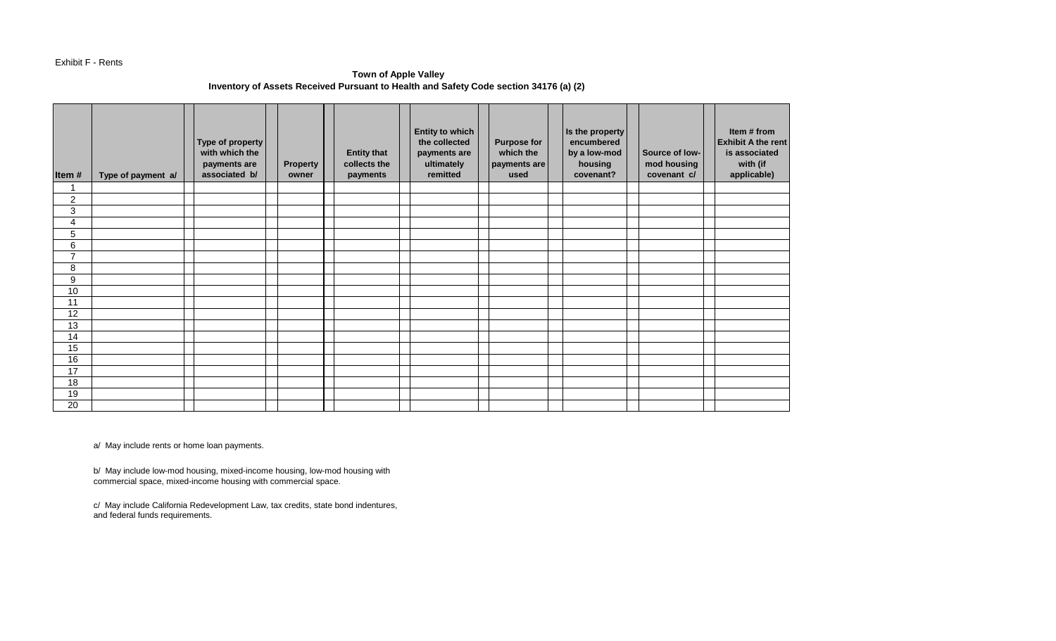Exhibit F - Rents

**Town of Apple Valley**
**Inventory of Assets Received Pursuant to Health and Safety Code section 34176 (a) (2)**

| Item # | Type of payment a/ | Type of property with which the payments are associated b/ | Property owner | Entity that collects the payments | Entity to which the collected payments are ultimately remitted | Purpose for which the payments are used | Is the property encumbered by a low-mod housing covenant? | Source of low-mod housing covenant c/ | Item # from Exhibit A the rent is associated with (if applicable) |
|---|---|---|---|---|---|---|---|---|---|
| 1 | | | | | | | | | |
| 2 | | | | | | | | | |
| 3 | | | | | | | | | |
| 4 | | | | | | | | | |
| 5 | | | | | | | | | |
| 6 | | | | | | | | | |
| 7 | | | | | | | | | |
| 8 | | | | | | | | | |
| 9 | | | | | | | | | |
| 10 | | | | | | | | | |
| 11 | | | | | | | | | |
| 12 | | | | | | | | | |
| 13 | | | | | | | | | |
| 14 | | | | | | | | | |
| 15 | | | | | | | | | |
| 16 | | | | | | | | | |
| 17 | | | | | | | | | |
| 18 | | | | | | | | | |
| 19 | | | | | | | | | |
| 20 | | | | | | | | | |

a/ May include rents or home loan payments.

b/ May include low-mod housing, mixed-income housing, low-mod housing with commercial space, mixed-income housing with commercial space.

c/ May include California Redevelopment Law, tax credits, state bond indentures, and federal funds requirements.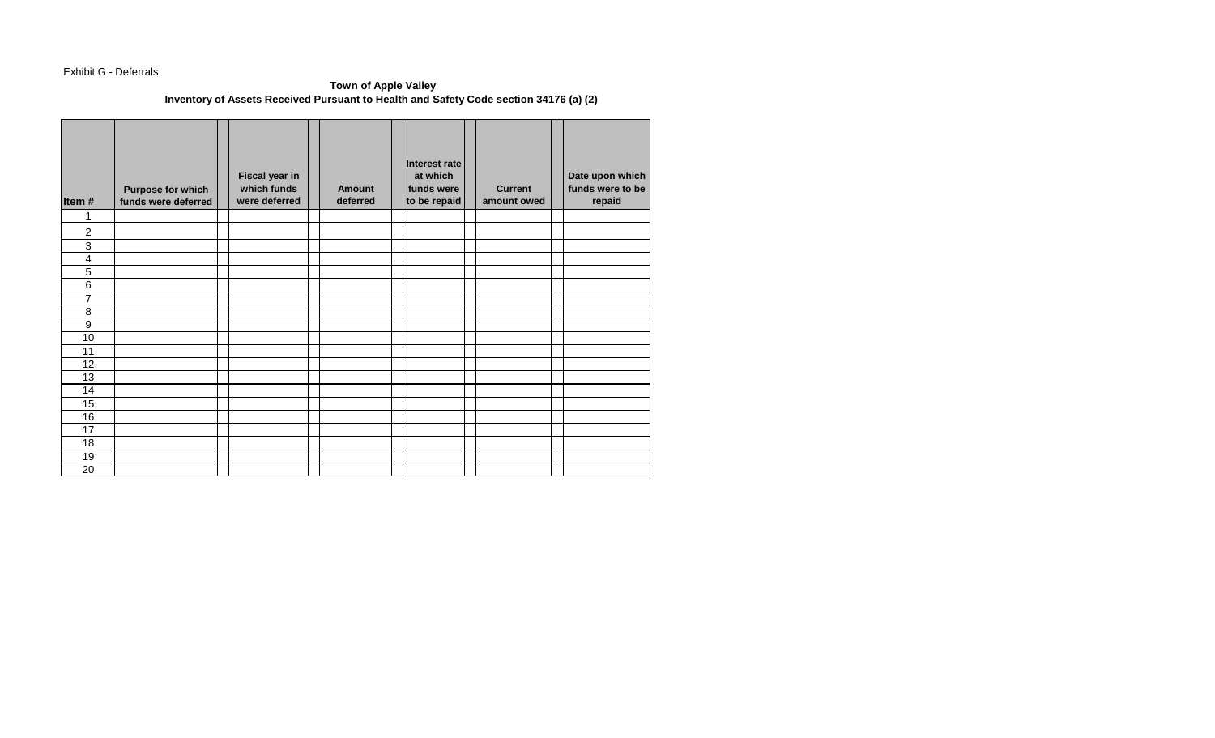Exhibit G - Deferrals

**Town of Apple Valley**
**Inventory of Assets Received Pursuant to Health and Safety Code section 34176 (a) (2)**

| Item # | Purpose for which funds were deferred | Fiscal year in which funds were deferred | Amount deferred | Interest rate at which funds were to be repaid | Current amount owed | Date upon which funds were to be repaid |
|---|---|---|---|---|---|---|
| 1 | | | | | | |
| 2 | | | | | | |
| 3 | | | | | | |
| 4 | | | | | | |
| 5 | | | | | | |
| 6 | | | | | | |
| 7 | | | | | | |
| 8 | | | | | | |
| 9 | | | | | | |
| 10 | | | | | | |
| 11 | | | | | | |
| 12 | | | | | | |
| 13 | | | | | | |
| 14 | | | | | | |
| 15 | | | | | | |
| 16 | | | | | | |
| 17 | | | | | | |
| 18 | | | | | | |
| 19 | | | | | | |
| 20 | | | | | | |